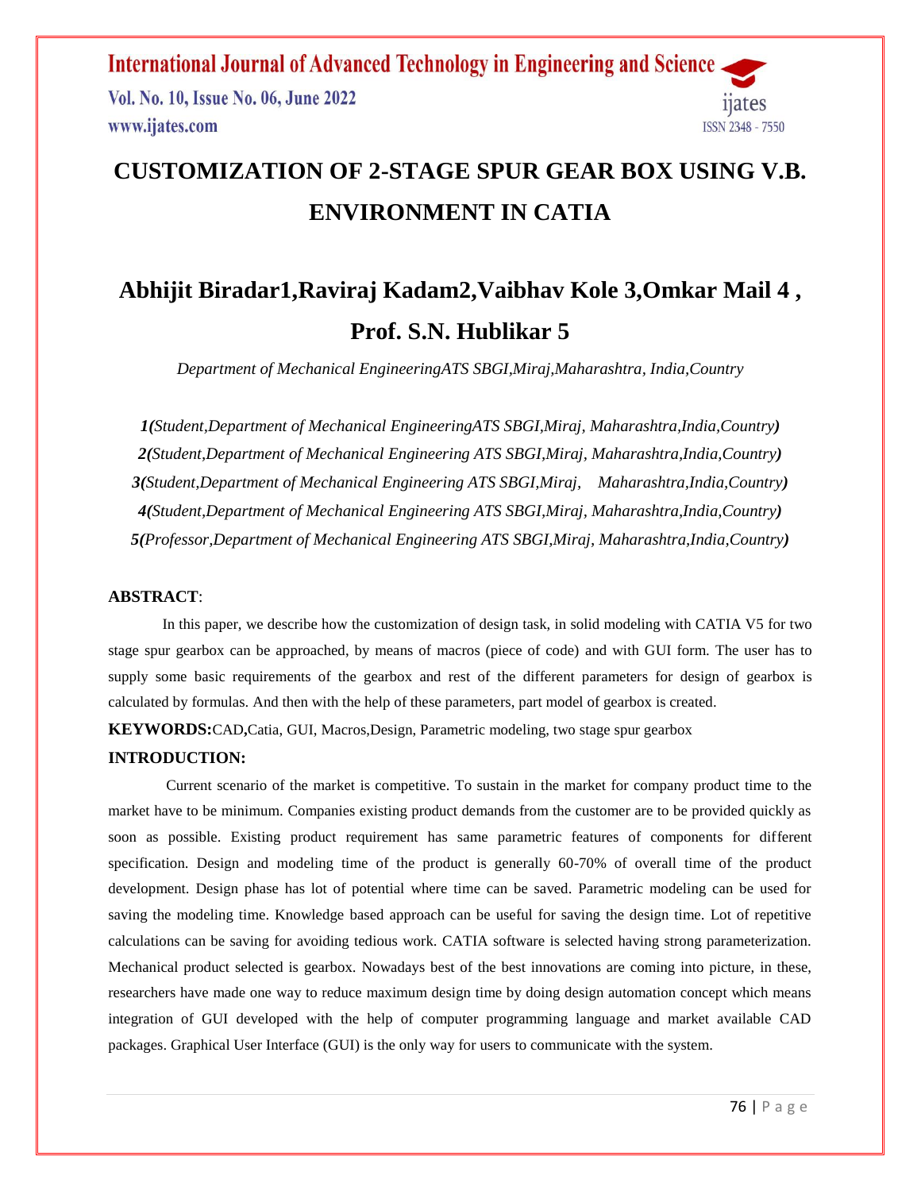# CUSTOMIZATION OF 2-STAGE SPUR GEAR BOX USING V.B. ENVIRONMENT IN CATIA

## Abhijit Biradar1,Raviraj Kadam2,Vaibhav Kole 3,Omkar Mail 4 , Prof. S.N. Hublikar 5

*Department of Mechanical EngineeringATS SBGI,Miraj,Maharashtra, India,Country*

***1(****Student,Department of Mechanical EngineeringATS SBGI,Miraj, Maharashtra,India,Country****)***
***2(****Student,Department of Mechanical Engineering ATS SBGI,Miraj, Maharashtra,India,Country****)***
***3(****Student,Department of Mechanical Engineering ATS SBGI,Miraj, Maharashtra,India,Country****)***
***4(****Student,Department of Mechanical Engineering ATS SBGI,Miraj, Maharashtra,India,Country****)***
***5(****Professor,Department of Mechanical Engineering ATS SBGI,Miraj, Maharashtra,India,Country****)***

**ABSTRACT**:

In this paper, we describe how the customization of design task, in solid modeling with CATIA V5 for two stage spur gearbox can be approached, by means of macros (piece of code) and with GUI form. The user has to supply some basic requirements of the gearbox and rest of the different parameters for design of gearbox is calculated by formulas. And then with the help of these parameters, part model of gearbox is created.

**KEYWORDS:**CAD**,**Catia, GUI, Macros,Design, Parametric modeling, two stage spur gearbox

**INTRODUCTION:**

Current scenario of the market is competitive. To sustain in the market for company product time to the market have to be minimum. Companies existing product demands from the customer are to be provided quickly as soon as possible. Existing product requirement has same parametric features of components for different specification. Design and modeling time of the product is generally 60-70% of overall time of the product development. Design phase has lot of potential where time can be saved. Parametric modeling can be used for saving the modeling time. Knowledge based approach can be useful for saving the design time. Lot of repetitive calculations can be saving for avoiding tedious work. CATIA software is selected having strong parameterization. Mechanical product selected is gearbox. Nowadays best of the best innovations are coming into picture, in these, researchers have made one way to reduce maximum design time by doing design automation concept which means integration of GUI developed with the help of computer programming language and market available CAD packages. Graphical User Interface (GUI) is the only way for users to communicate with the system.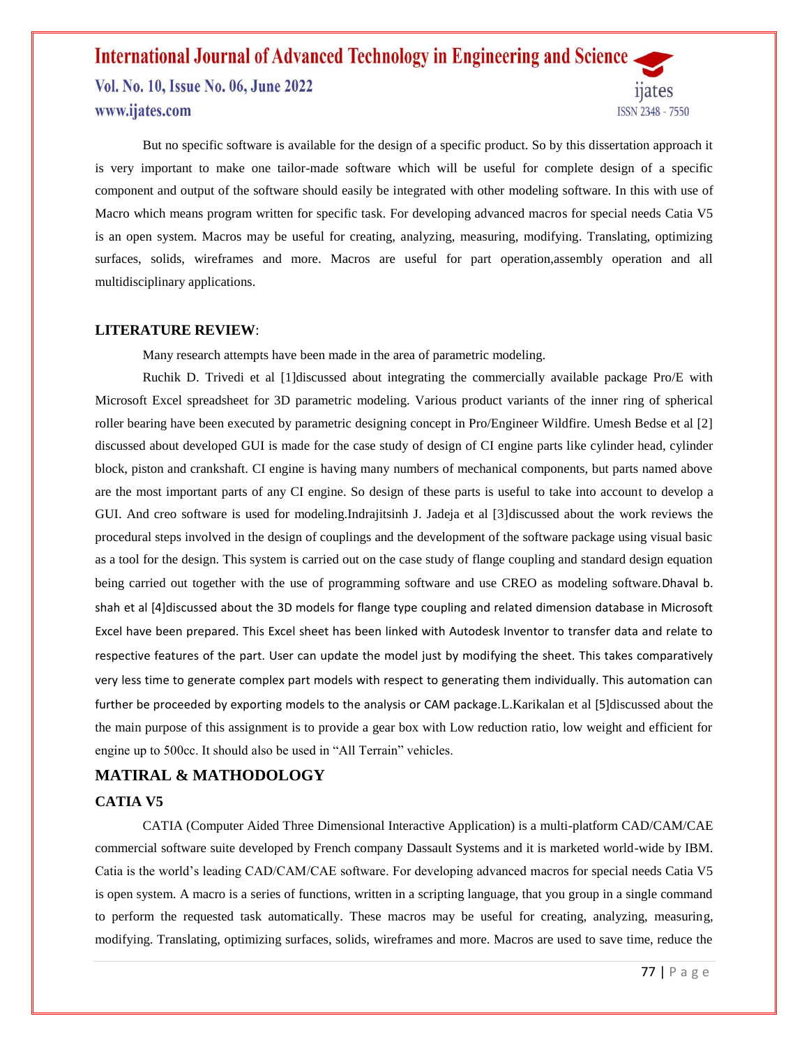But no specific software is available for the design of a specific product. So by this dissertation approach it is very important to make one tailor-made software which will be useful for complete design of a specific component and output of the software should easily be integrated with other modeling software. In this with use of Macro which means program written for specific task. For developing advanced macros for special needs Catia V5 is an open system. Macros may be useful for creating, analyzing, measuring, modifying. Translating, optimizing surfaces, solids, wireframes and more. Macros are useful for part operation,assembly operation and all multidisciplinary applications.

**LITERATURE REVIEW**:

Many research attempts have been made in the area of parametric modeling.

Ruchik D. Trivedi et al [1]discussed about integrating the commercially available package Pro/E with Microsoft Excel spreadsheet for 3D parametric modeling. Various product variants of the inner ring of spherical roller bearing have been executed by parametric designing concept in Pro/Engineer Wildfire. Umesh Bedse et al [2] discussed about developed GUI is made for the case study of design of CI engine parts like cylinder head, cylinder block, piston and crankshaft. CI engine is having many numbers of mechanical components, but parts named above are the most important parts of any CI engine. So design of these parts is useful to take into account to develop a GUI. And creo software is used for modeling.Indrajitsinh J. Jadeja et al [3]discussed about the work reviews the procedural steps involved in the design of couplings and the development of the software package using visual basic as a tool for the design. This system is carried out on the case study of flange coupling and standard design equation being carried out together with the use of programming software and use CREO as modeling software.Dhaval b. shah et al [4]discussed about the 3D models for flange type coupling and related dimension database in Microsoft Excel have been prepared. This Excel sheet has been linked with Autodesk Inventor to transfer data and relate to respective features of the part. User can update the model just by modifying the sheet. This takes comparatively very less time to generate complex part models with respect to generating them individually. This automation can further be proceeded by exporting models to the analysis or CAM package.L.Karikalan et al [5]discussed about the the main purpose of this assignment is to provide a gear box with Low reduction ratio, low weight and efficient for engine up to 500cc. It should also be used in "All Terrain" vehicles.

## MATIRAL & MATHODOLOGY

### CATIA V5

CATIA (Computer Aided Three Dimensional Interactive Application) is a multi-platform CAD/CAM/CAE commercial software suite developed by French company Dassault Systems and it is marketed world-wide by IBM. Catia is the world's leading CAD/CAM/CAE software. For developing advanced macros for special needs Catia V5 is open system. A macro is a series of functions, written in a scripting language, that you group in a single command to perform the requested task automatically. These macros may be useful for creating, analyzing, measuring, modifying. Translating, optimizing surfaces, solids, wireframes and more. Macros are used to save time, reduce the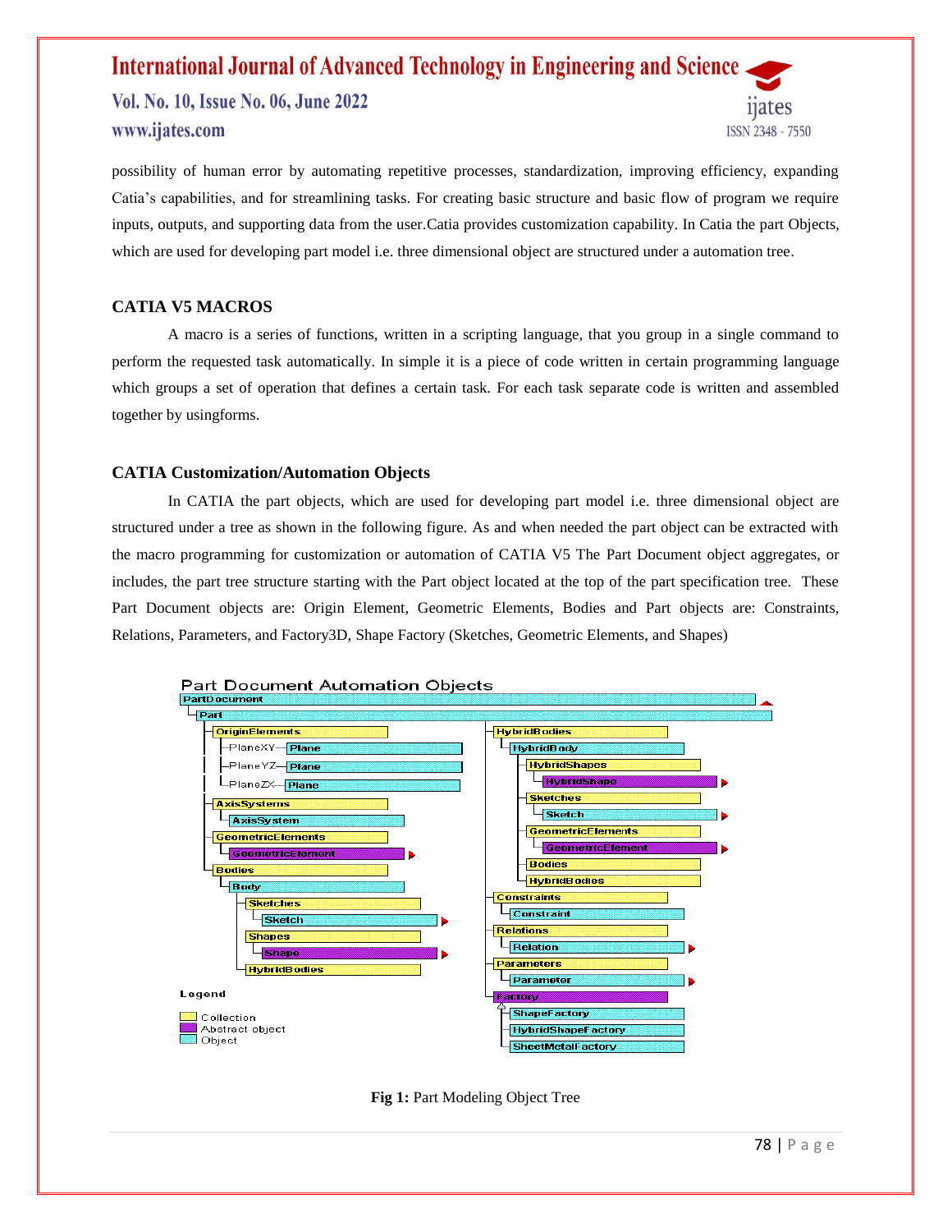possibility of human error by automating repetitive processes, standardization, improving efficiency, expanding Catia's capabilities, and for streamlining tasks. For creating basic structure and basic flow of program we require inputs, outputs, and supporting data from the user.Catia provides customization capability. In Catia the part Objects, which are used for developing part model i.e. three dimensional object are structured under a automation tree.

### CATIA V5 MACROS

A macro is a series of functions, written in a scripting language, that you group in a single command to perform the requested task automatically. In simple it is a piece of code written in certain programming language which groups a set of operation that defines a certain task. For each task separate code is written and assembled together by usingforms.

### CATIA Customization/Automation Objects

In CATIA the part objects, which are used for developing part model i.e. three dimensional object are structured under a tree as shown in the following figure. As and when needed the part object can be extracted with the macro programming for customization or automation of CATIA V5 The Part Document object aggregates, or includes, the part tree structure starting with the Part object located at the top of the part specification tree. These Part Document objects are: Origin Element, Geometric Elements, Bodies and Part objects are: Constraints, Relations, Parameters, and Factory3D, Shape Factory (Sketches, Geometric Elements, and Shapes)

**Fig 1:** Part Modeling Object Tree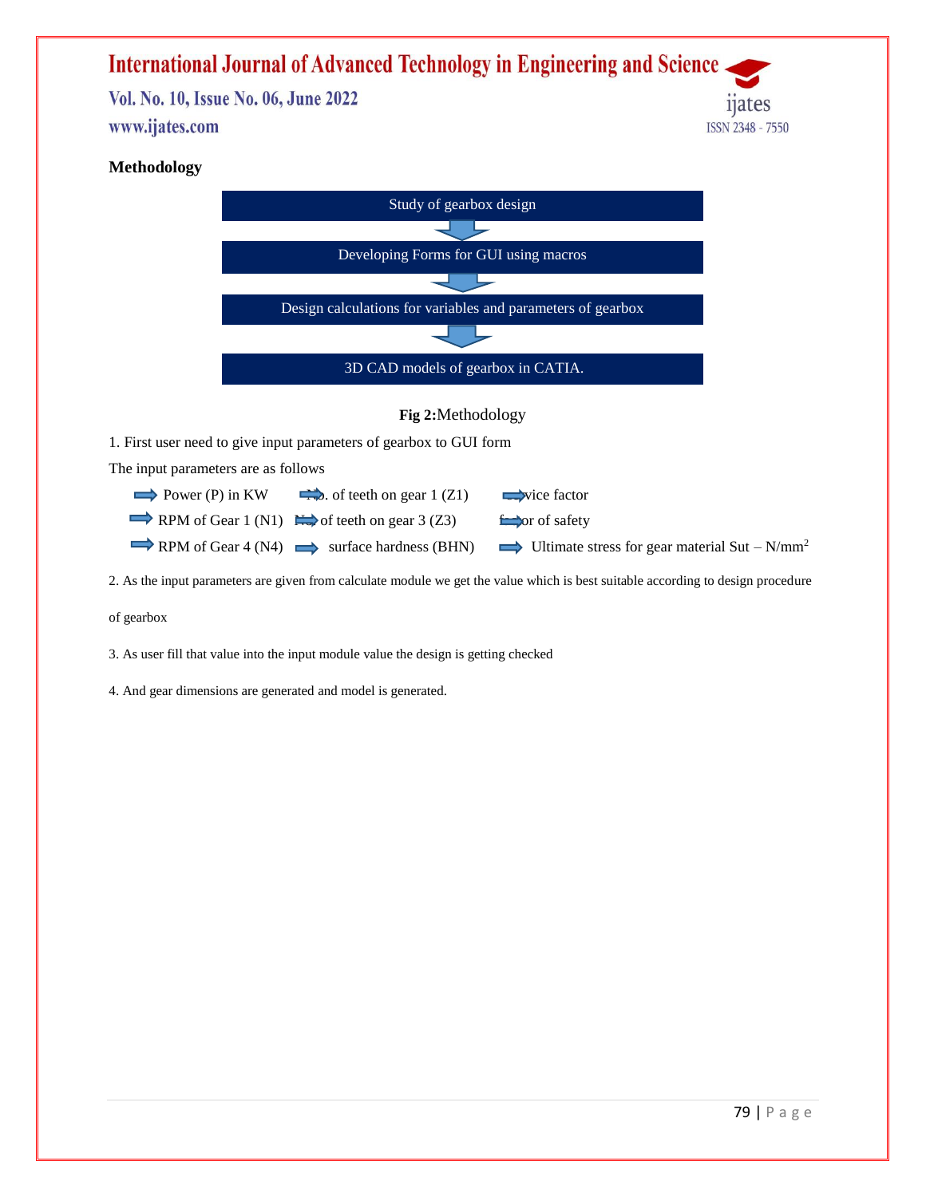## Methodology

Study of gearbox design

↓

Developing Forms for GUI using macros

↓

Design calculations for variables and parameters of gearbox

↓

3D CAD models of gearbox in CATIA.

**Fig 2:**Methodology

1. First user need to give input parameters of gearbox to GUI form

The input parameters are as follows

- Power (P) in KW
- No. of teeth on gear 1 (Z1)
- Service factor
- RPM of Gear 1 (N1)
- No. of teeth on gear 3 (Z3)
- Factor of safety
- RPM of Gear 4 (N4)
- surface hardness (BHN)
- Ultimate stress for gear material Sut – N/mm$^2$

2. As the input parameters are given from calculate module we get the value which is best suitable according to design procedure of gearbox

3. As user fill that value into the input module value the design is getting checked

4. And gear dimensions are generated and model is generated.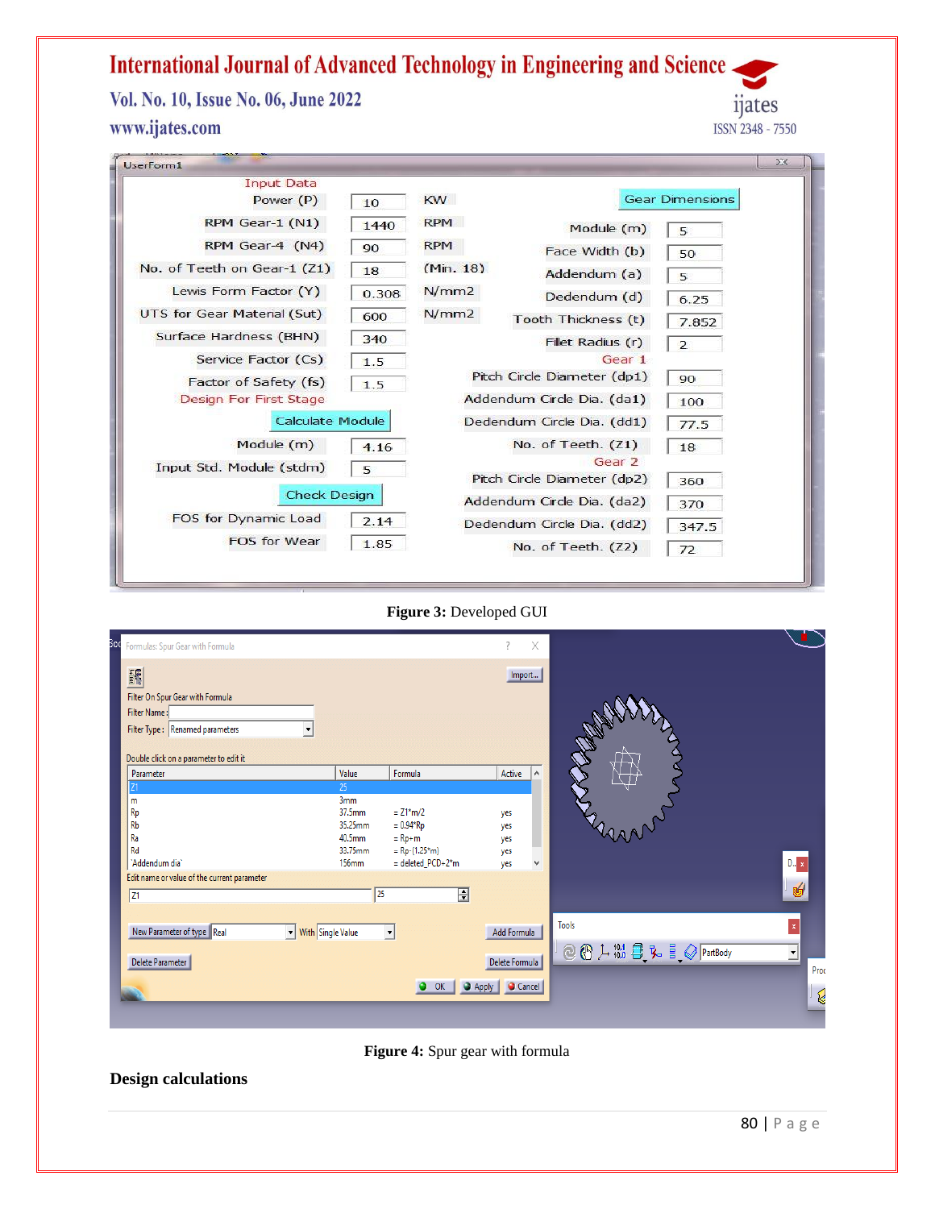Figure 3: Developed GUI

Figure 4: Spur gear with formula

**Design calculations**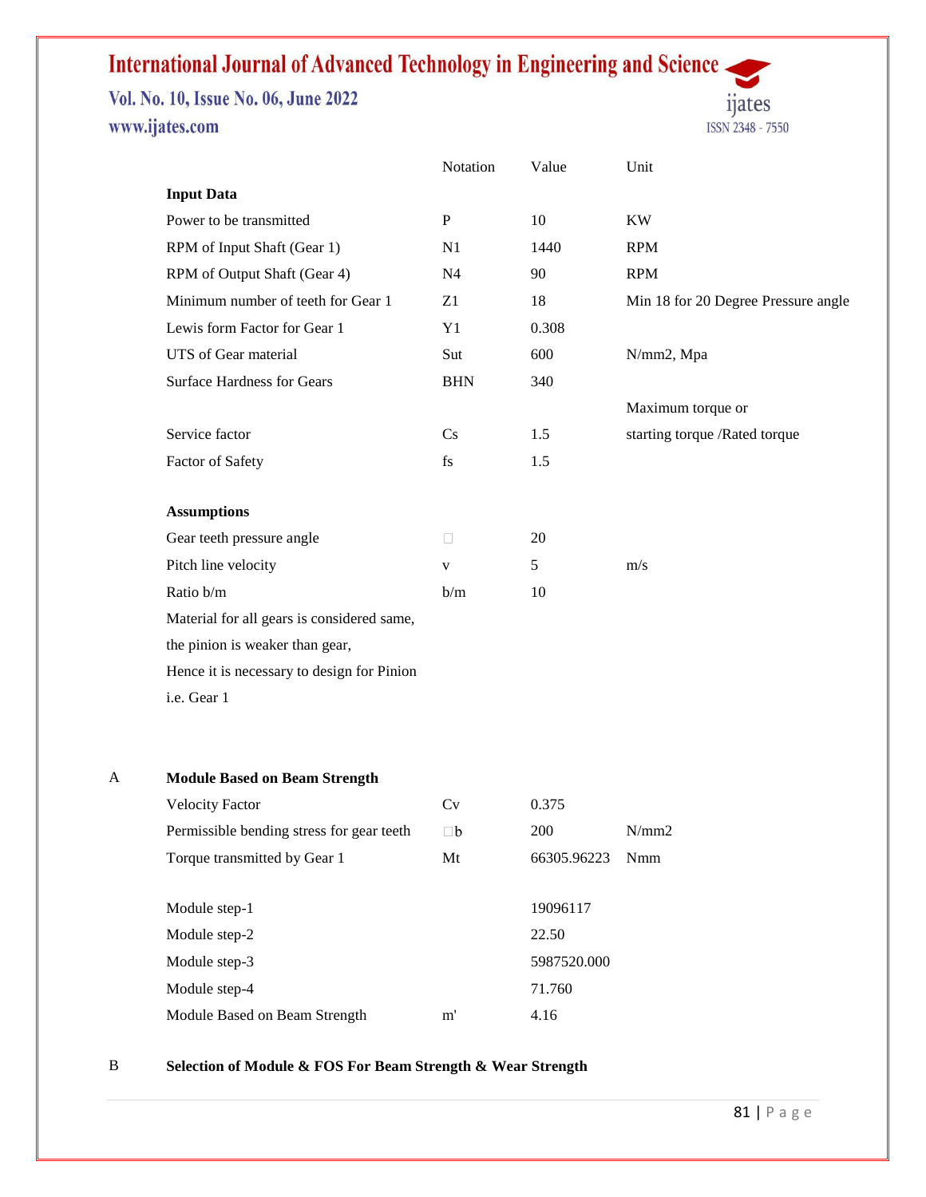| | Notation | Value | Unit |
|---|---|---|---|
| **Input Data** | | | |
| Power to be transmitted | P | 10 | KW |
| RPM of Input Shaft (Gear 1) | N1 | 1440 | RPM |
| RPM of Output Shaft (Gear 4) | N4 | 90 | RPM |
| Minimum number of teeth for Gear 1 | Z1 | 18 | Min 18 for 20 Degree Pressure angle |
| Lewis form Factor for Gear 1 | Y1 | 0.308 | |
| UTS of Gear material | Sut | 600 | N/mm2, Mpa |
| Surface Hardness for Gears | BHN | 340 | |
| Service factor | Cs | 1.5 | Maximum torque or starting torque /Rated torque |
| Factor of Safety | fs | 1.5 | |
| **Assumptions** | | | |
| Gear teeth pressure angle | □ | 20 | |
| Pitch line velocity | v | 5 | m/s |
| Ratio b/m | b/m | 10 | |
| Material for all gears is considered same, the pinion is weaker than gear, Hence it is necessary to design for Pinion i.e. Gear 1 | | | |

**A Module Based on Beam Strength**

| | Notation | Value | Unit |
|---|---|---|---|
| Velocity Factor | Cv | 0.375 | |
| Permissible bending stress for gear teeth | □b | 200 | N/mm2 |
| Torque transmitted by Gear 1 | Mt | 66305.96223 | Nmm |
| Module step-1 | | 19096117 | |
| Module step-2 | | 22.50 | |
| Module step-3 | | 5987520.000 | |
| Module step-4 | | 71.760 | |
| Module Based on Beam Strength | m' | 4.16 | |

**B Selection of Module & FOS For Beam Strength & Wear Strength**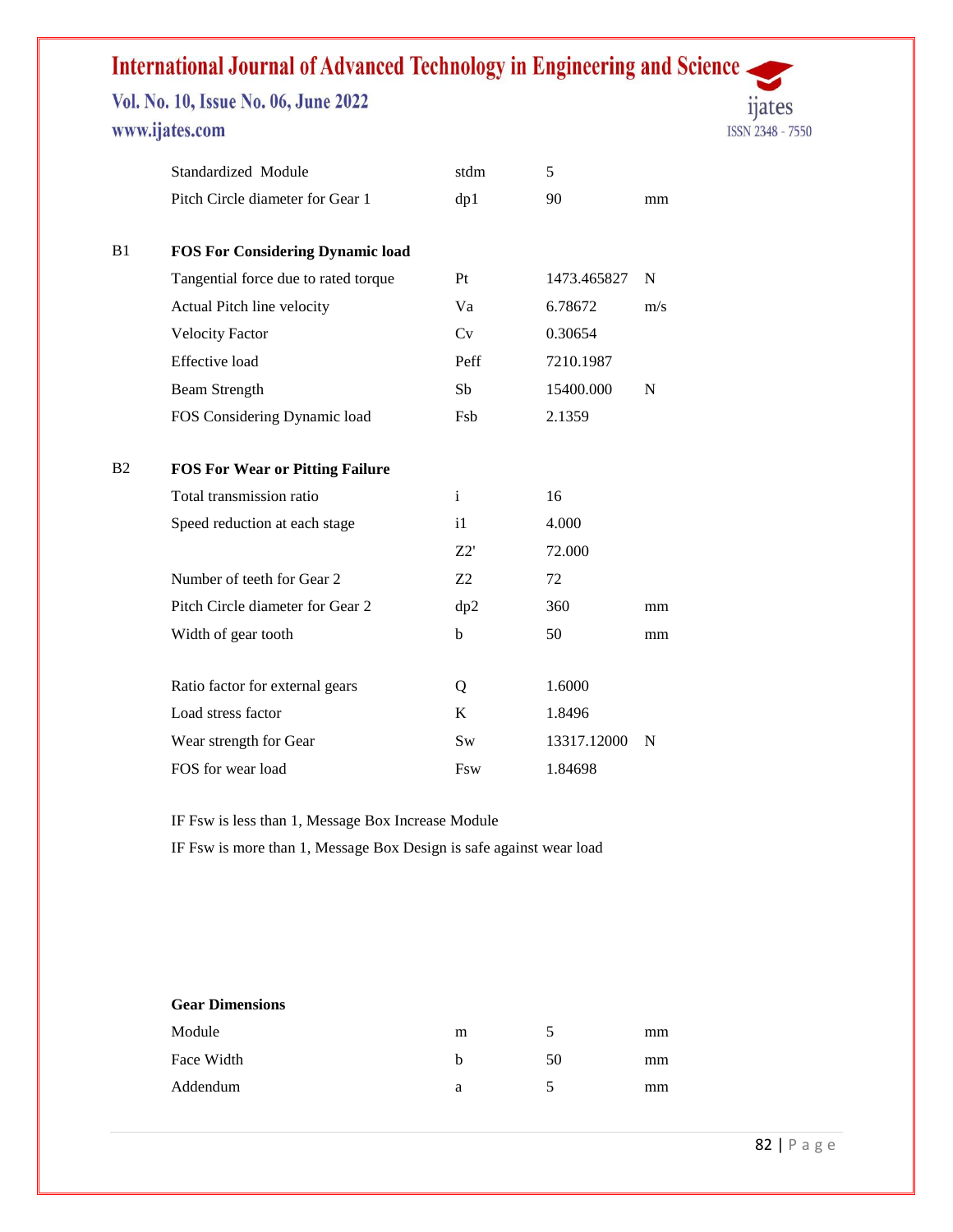| | | | | |
|---|---|---|---|---|
| | Standardized Module | stdm | 5 | |
| | Pitch Circle diameter for Gear 1 | dp1 | 90 | mm |
| | | | | |
| B1 | **FOS For Considering Dynamic load** | | | |
| | Tangential force due to rated torque | Pt | 1473.465827 | N |
| | Actual Pitch line velocity | Va | 6.78672 | m/s |
| | Velocity Factor | Cv | 0.30654 | |
| | Effective load | Peff | 7210.1987 | |
| | Beam Strength | Sb | 15400.000 | N |
| | FOS Considering Dynamic load | Fsb | 2.1359 | |
| | | | | |
| B2 | **FOS For Wear or Pitting Failure** | | | |
| | Total transmission ratio | i | 16 | |
| | Speed reduction at each stage | i1 | 4.000 | |
| | | Z2' | 72.000 | |
| | Number of teeth for Gear 2 | Z2 | 72 | |
| | Pitch Circle diameter for Gear 2 | dp2 | 360 | mm |
| | Width of gear tooth | b | 50 | mm |
| | | | | |
| | Ratio factor for external gears | Q | 1.6000 | |
| | Load stress factor | K | 1.8496 | |
| | Wear strength for Gear | Sw | 13317.12000 | N |
| | FOS for wear load | Fsw | 1.84698 | |

IF Fsw is less than 1, Message Box Increase Module

IF Fsw is more than 1, Message Box Design is safe against wear load

**Gear Dimensions**

| | | | |
|---|---|---|---|
| Module | m | 5 | mm |
| Face Width | b | 50 | mm |
| Addendum | a | 5 | mm |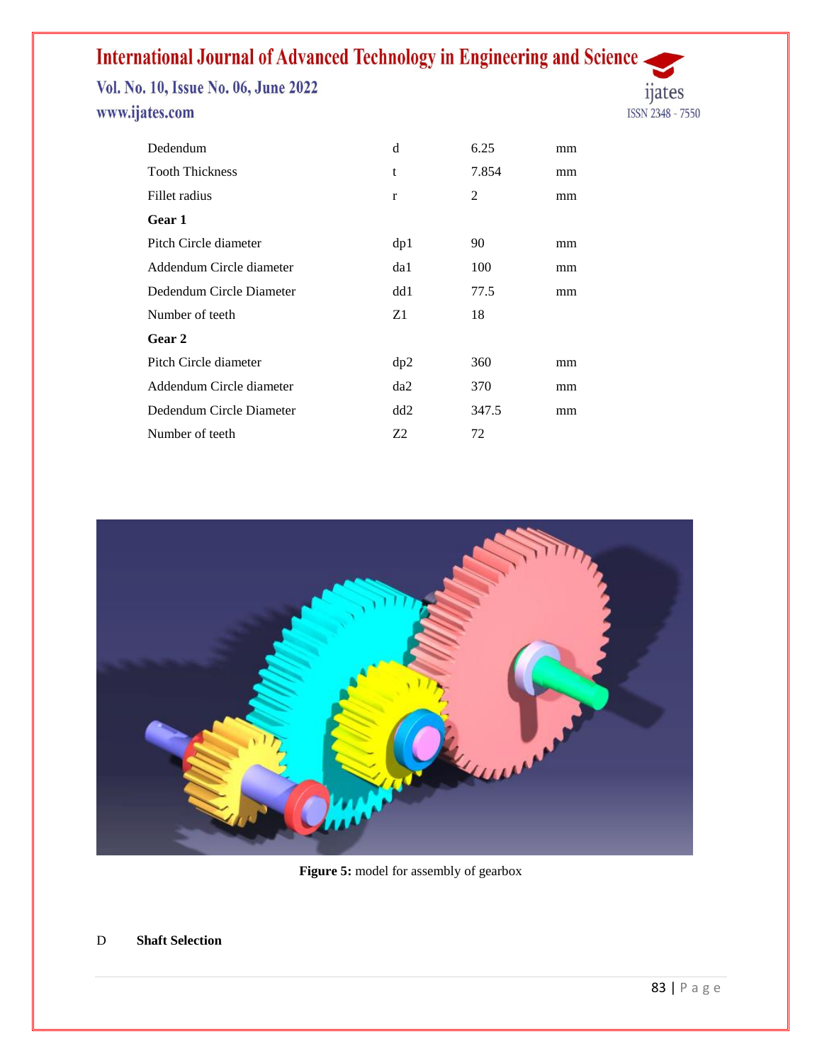| | | | |
|---|---|---|---|
| Dedendum | d | 6.25 | mm |
| Tooth Thickness | t | 7.854 | mm |
| Fillet radius | r | 2 | mm |
| **Gear 1** | | | |
| Pitch Circle diameter | dp1 | 90 | mm |
| Addendum Circle diameter | da1 | 100 | mm |
| Dedendum Circle Diameter | dd1 | 77.5 | mm |
| Number of teeth | Z1 | 18 | |
| **Gear 2** | | | |
| Pitch Circle diameter | dp2 | 360 | mm |
| Addendum Circle diameter | da2 | 370 | mm |
| Dedendum Circle Diameter | dd2 | 347.5 | mm |
| Number of teeth | Z2 | 72 | |

**Figure 5:** model for assembly of gearbox

D **Shaft Selection**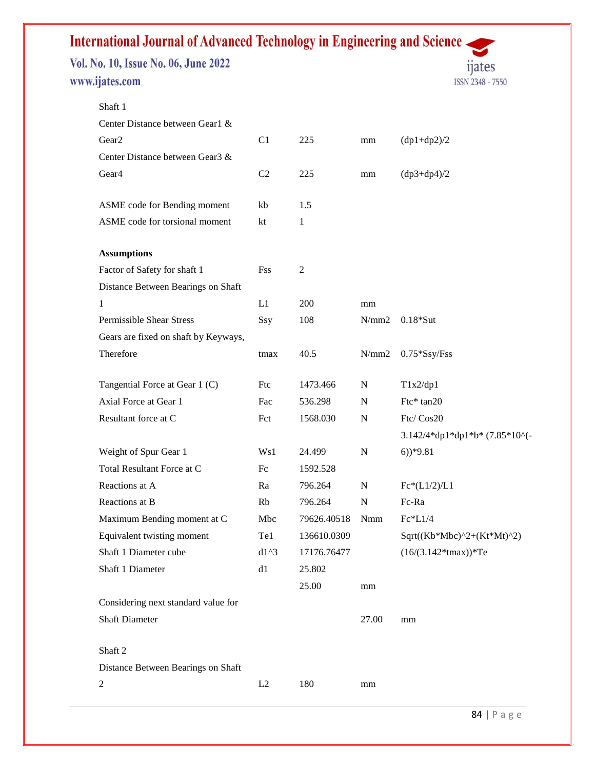| | | | | |
|---|---|---|---|---|
| Shaft 1 | | | | |
| Center Distance between Gear1 & Gear2 | C1 | 225 | mm | (dp1+dp2)/2 |
| Center Distance between Gear3 & Gear4 | C2 | 225 | mm | (dp3+dp4)/2 |
| | | | | |
| ASME code for Bending moment | kb | 1.5 | | |
| ASME code for torsional moment | kt | 1 | | |
| | | | | |
| **Assumptions** | | | | |
| Factor of Safety for shaft 1 | Fss | 2 | | |
| Distance Between Bearings on Shaft 1 | L1 | 200 | mm | |
| Permissible Shear Stress | Ssy | 108 | N/mm2 | 0.18*Sut |
| Gears are fixed on shaft by Keyways, Therefore | tmax | 40.5 | N/mm2 | 0.75*Ssy/Fss |
| | | | | |
| Tangential Force at Gear 1 (C) | Ftc | 1473.466 | N | T1x2/dp1 |
| Axial Force at Gear 1 | Fac | 536.298 | N | Ftc* tan20 |
| Resultant force at C | Fct | 1568.030 | N | Ftc/ Cos20 |
| Weight of Spur Gear 1 | Ws1 | 24.499 | N | 3.142/4*dp1*dp1*b* (7.85*10^(-6))*9.81 |
| Total Resultant Force at C | Fc | 1592.528 | | |
| Reactions at A | Ra | 796.264 | N | Fc*(L1/2)/L1 |
| Reactions at B | Rb | 796.264 | N | Fc-Ra |
| Maximum Bending moment at C | Mbc | 79626.40518 | Nmm | Fc*L1/4 |
| Equivalent twisting moment | Te1 | 136610.0309 | | Sqrt((Kb*Mbc)^2+(Kt*Mt)^2) |
| Shaft 1 Diameter cube | d1^3 | 17176.76477 | | (16/(3.142*tmax))*Te |
| Shaft 1 Diameter | d1 | 25.802 | | |
| | | 25.00 | mm | |
| Considering next standard value for Shaft Diameter | | | 27.00 | mm |
| | | | | |
| Shaft 2 | | | | |
| Distance Between Bearings on Shaft 2 | L2 | 180 | mm | |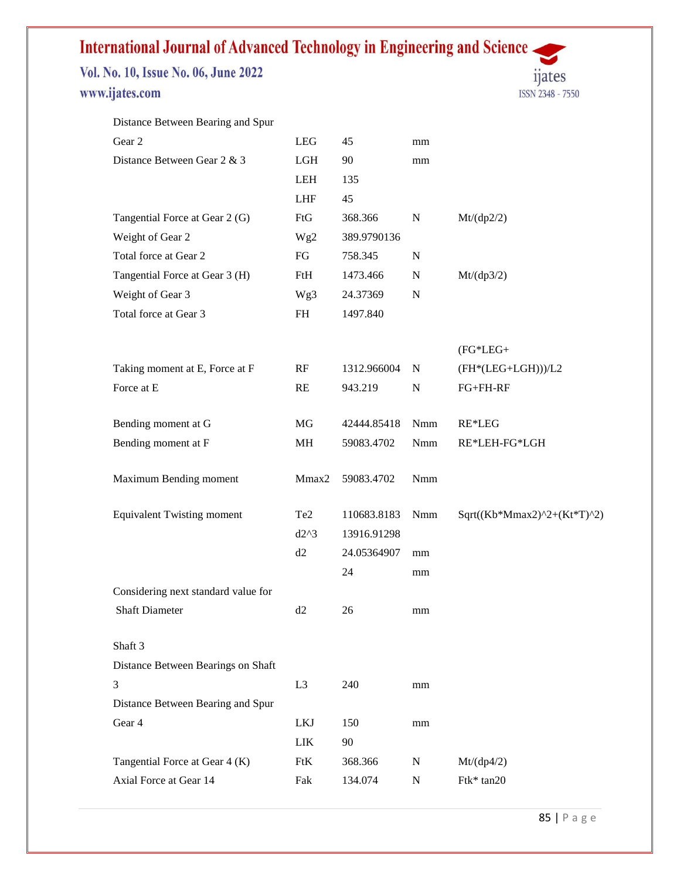| | | | | |
|---|---|---|---|---|
| Distance Between Bearing and Spur Gear 2 | LEG | 45 | mm | |
| Distance Between Gear 2 & 3 | LGH | 90 | mm | |
| | LEH | 135 | | |
| | LHF | 45 | | |
| Tangential Force at Gear 2 (G) | FtG | 368.366 | N | Mt/(dp2/2) |
| Weight of Gear 2 | Wg2 | 389.9790136 | | |
| Total force at Gear 2 | FG | 758.345 | N | |
| Tangential Force at Gear 3 (H) | FtH | 1473.466 | N | Mt/(dp3/2) |
| Weight of Gear 3 | Wg3 | 24.37369 | N | |
| Total force at Gear 3 | FH | 1497.840 | | |
| Taking moment at E, Force at F | RF | 1312.966004 | N | (FG*LEG+ (FH*(LEG+LGH)))/L2 |
| Force at E | RE | 943.219 | N | FG+FH-RF |
| Bending moment at G | MG | 42444.85418 | Nmm | RE*LEG |
| Bending moment at F | MH | 59083.4702 | Nmm | RE*LEH-FG*LGH |
| Maximum Bending moment | Mmax2 | 59083.4702 | Nmm | |
| Equivalent Twisting moment | Te2 | 110683.8183 | Nmm | Sqrt((Kb*Mmax2)^2+(Kt*T)^2) |
| | d2^3 | 13916.91298 | | |
| | d2 | 24.05364907 | mm | |
| | | 24 | mm | |
| Considering next standard value for Shaft Diameter | d2 | 26 | mm | |
| Shaft 3 | | | | |
| Distance Between Bearings on Shaft 3 | L3 | 240 | mm | |
| Distance Between Bearing and Spur Gear 4 | LKJ | 150 | mm | |
| | LIK | 90 | | |
| Tangential Force at Gear 4 (K) | FtK | 368.366 | N | Mt/(dp4/2) |
| Axial Force at Gear 14 | Fak | 134.074 | N | Ftk* tan20 |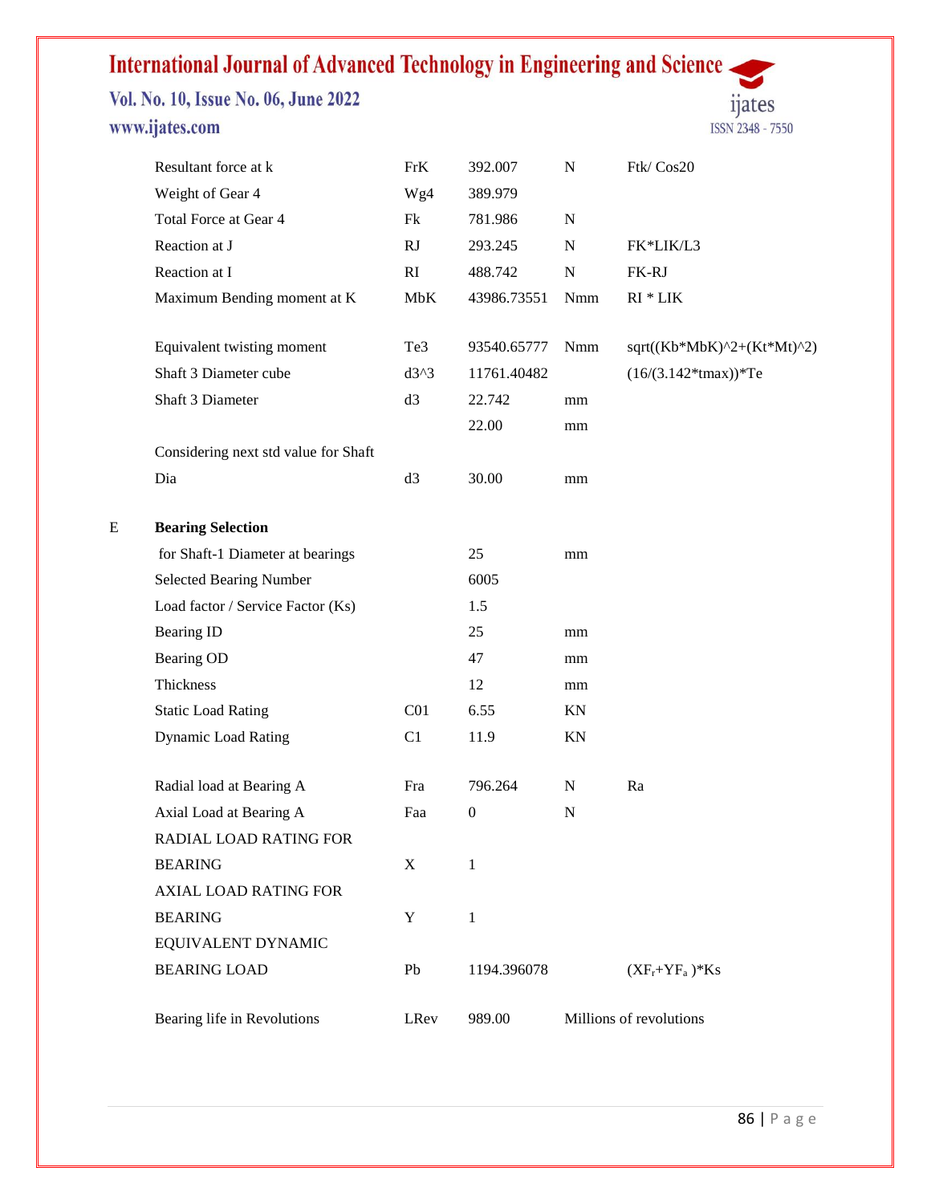| | | | | | |
|---|---|---|---|---|---|
| | Resultant force at k | FrK | 392.007 | N | Ftk/ Cos20 |
| | Weight of Gear 4 | Wg4 | 389.979 | | |
| | Total Force at Gear 4 | Fk | 781.986 | N | |
| | Reaction at J | RJ | 293.245 | N | FK*LIK/L3 |
| | Reaction at I | RI | 488.742 | N | FK-RJ |
| | Maximum Bending moment at K | MbK | 43986.73551 | Nmm | RI * LIK |
| | Equivalent twisting moment | Te3 | 93540.65777 | Nmm | sqrt((Kb*MbK)^2+(Kt*Mt)^2) |
| | Shaft 3 Diameter cube | d3^3 | 11761.40482 | | (16/(3.142*tmax))*Te |
| | Shaft 3 Diameter | d3 | 22.742 | mm | |
| | | | 22.00 | mm | |
| | Considering next std value for Shaft Dia | d3 | 30.00 | mm | |
| E | **Bearing Selection** | | | | |
| | for Shaft-1 Diameter at bearings | | 25 | mm | |
| | Selected Bearing Number | | 6005 | | |
| | Load factor / Service Factor (Ks) | | 1.5 | | |
| | Bearing ID | | 25 | mm | |
| | Bearing OD | | 47 | mm | |
| | Thickness | | 12 | mm | |
| | Static Load Rating | C01 | 6.55 | KN | |
| | Dynamic Load Rating | C1 | 11.9 | KN | |
| | Radial load at Bearing A | Fra | 796.264 | N | Ra |
| | Axial Load at Bearing A | Faa | 0 | N | |
| | RADIAL LOAD RATING FOR BEARING | X | 1 | | |
| | AXIAL LOAD RATING FOR BEARING | Y | 1 | | |
| | EQUIVALENT DYNAMIC BEARING LOAD | Pb | 1194.396078 | | $(XF_r+YF_a)$*Ks |
| | Bearing life in Revolutions | LRev | 989.00 | Millions of revolutions | |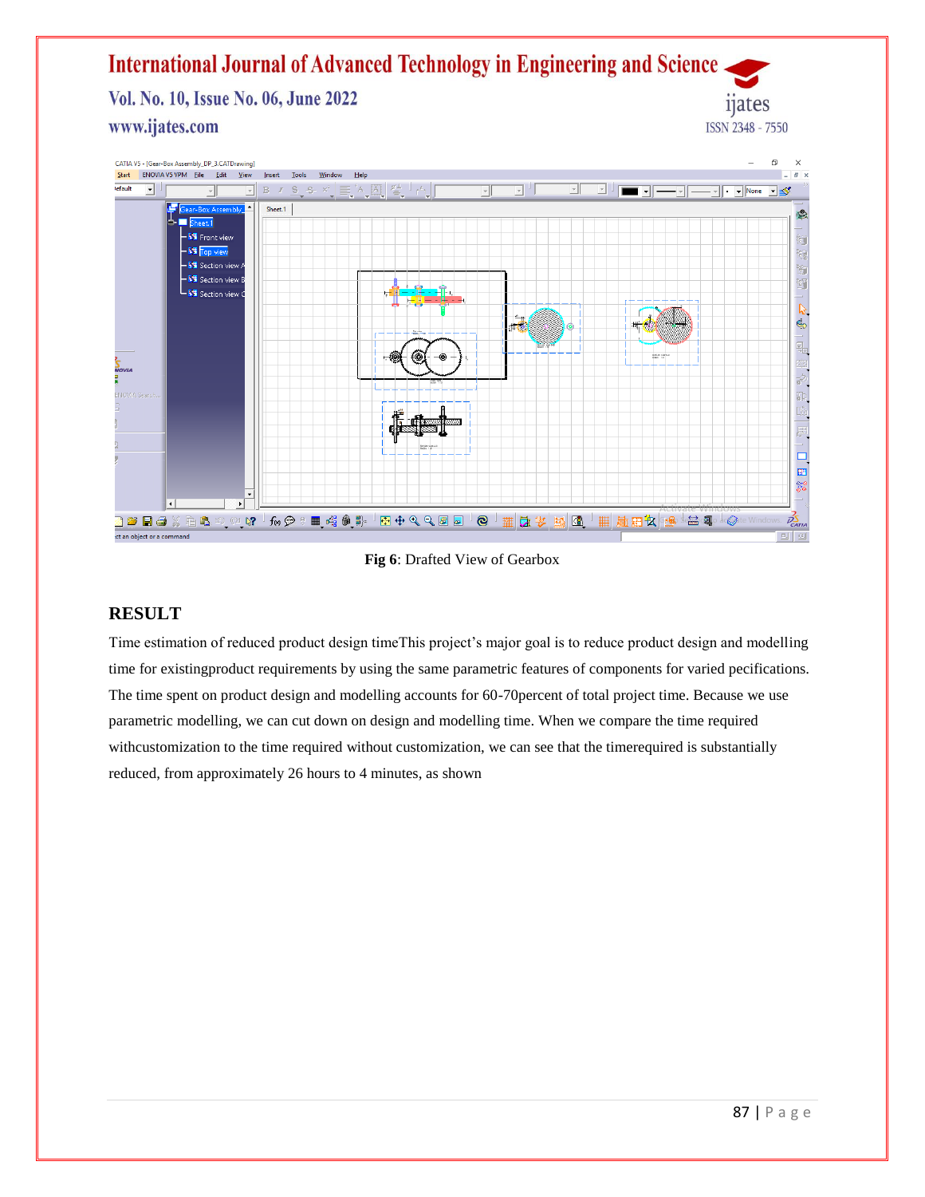**Fig 6**: Drafted View of Gearbox

## RESULT

Time estimation of reduced product design timeThis project's major goal is to reduce product design and modelling time for existingproduct requirements by using the same parametric features of components for varied pecifications. The time spent on product design and modelling accounts for 60-70percent of total project time. Because we use parametric modelling, we can cut down on design and modelling time. When we compare the time required withcustomization to the time required without customization, we can see that the timerequired is substantially reduced, from approximately 26 hours to 4 minutes, as shown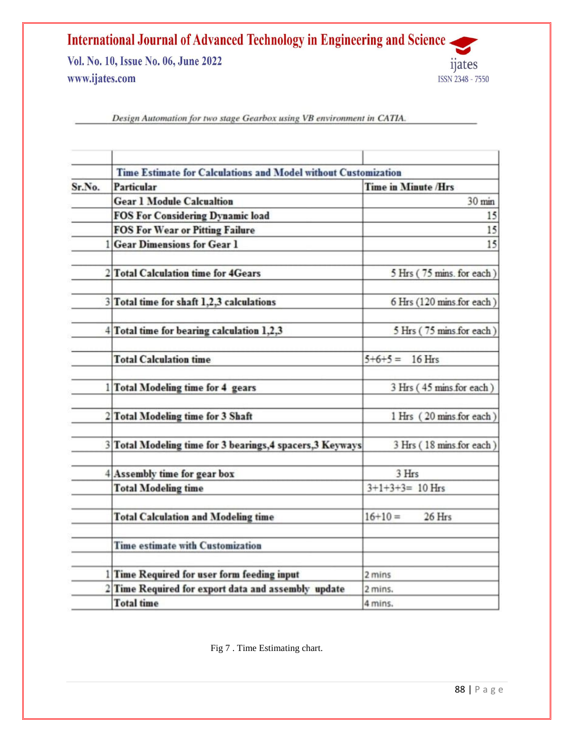*Design Automation for two stage Gearbox using VB environment in CATIA.*

| Sr.No. | Particular | Time in Minute /Hrs |
|---|---|---|
| | **Time Estimate for Calculations and Model without Customization** | |
| | **Gear 1 Module Calcualtion** | 30 min |
| | **FOS For Considering Dynamic load** | 15 |
| | **FOS For Wear or Pitting Failure** | 15 |
| 1 | **Gear Dimensions for Gear 1** | 15 |
| | | |
| 2 | **Total Calculation time for 4Gears** | 5 Hrs ( 75 mins. for each ) |
| | | |
| 3 | **Total time for shaft 1,2,3 calculations** | 6 Hrs (120 mins for each ) |
| | | |
| 4 | **Total time for bearing calculation 1,2,3** | 5 Hrs ( 75 mins for each ) |
| | | |
| | **Total Calculation time** | 5+6+5 = 16 Hrs |
| | | |
| 1 | **Total Modeling time for 4 gears** | 3 Hrs ( 45 mins for each ) |
| | | |
| 2 | **Total Modeling time for 3 Shaft** | 1 Hrs ( 20 mins for each ) |
| | | |
| 3 | **Total Modeling time for 3 bearings,4 spacers,3 Keyways** | 3 Hrs ( 18 mins for each ) |
| | | |
| 4 | **Assembly time for gear box** | 3 Hrs |
| | **Total Modeling time** | 3+1+3+3= 10 Hrs |
| | | |
| | **Total Calculation and Modeling time** | 16+10 = 26 Hrs |
| | | |
| | **Time estimate with Customization** | |
| | | |
| 1 | **Time Required for user form feeding input** | 2 mins |
| 2 | **Time Required for export data and assembly update** | 2 mins. |
| | **Total time** | 4 mins. |

Fig 7 . Time Estimating chart.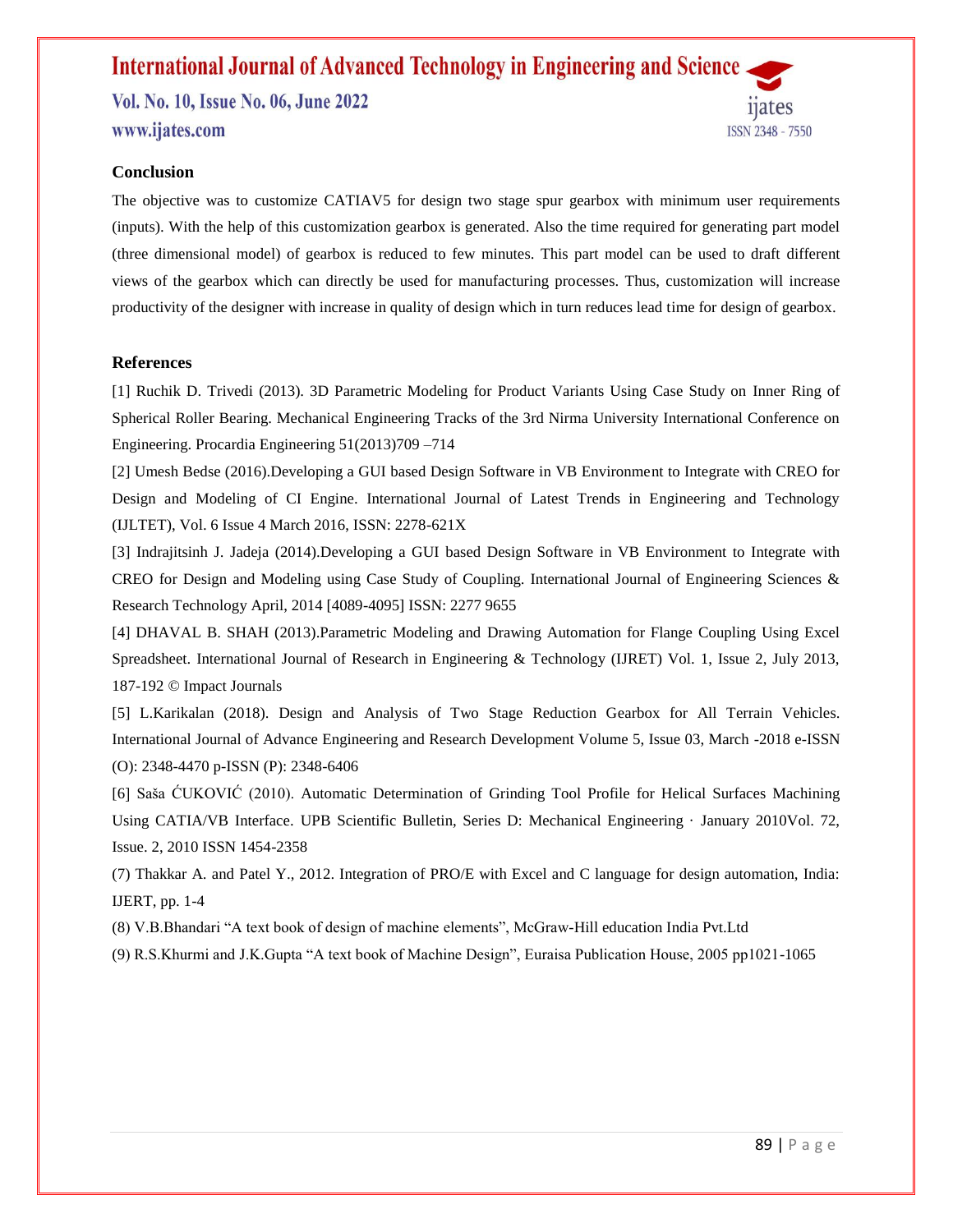## Conclusion

The objective was to customize CATIAV5 for design two stage spur gearbox with minimum user requirements (inputs). With the help of this customization gearbox is generated. Also the time required for generating part model (three dimensional model) of gearbox is reduced to few minutes. This part model can be used to draft different views of the gearbox which can directly be used for manufacturing processes. Thus, customization will increase productivity of the designer with increase in quality of design which in turn reduces lead time for design of gearbox.

## References

[1] Ruchik D. Trivedi (2013). 3D Parametric Modeling for Product Variants Using Case Study on Inner Ring of Spherical Roller Bearing. Mechanical Engineering Tracks of the 3rd Nirma University International Conference on Engineering. Procardia Engineering 51(2013)709 –714

[2] Umesh Bedse (2016).Developing a GUI based Design Software in VB Environment to Integrate with CREO for Design and Modeling of CI Engine. International Journal of Latest Trends in Engineering and Technology (IJLTET), Vol. 6 Issue 4 March 2016, ISSN: 2278-621X

[3] Indrajitsinh J. Jadeja (2014).Developing a GUI based Design Software in VB Environment to Integrate with CREO for Design and Modeling using Case Study of Coupling. International Journal of Engineering Sciences & Research Technology April, 2014 [4089-4095] ISSN: 2277 9655

[4] DHAVAL B. SHAH (2013).Parametric Modeling and Drawing Automation for Flange Coupling Using Excel Spreadsheet. International Journal of Research in Engineering & Technology (IJRET) Vol. 1, Issue 2, July 2013, 187-192 © Impact Journals

[5] L.Karikalan (2018). Design and Analysis of Two Stage Reduction Gearbox for All Terrain Vehicles. International Journal of Advance Engineering and Research Development Volume 5, Issue 03, March -2018 e-ISSN (O): 2348-4470 p-ISSN (P): 2348-6406

[6] Saša ĆUKOVIĆ (2010). Automatic Determination of Grinding Tool Profile for Helical Surfaces Machining Using CATIA/VB Interface. UPB Scientific Bulletin, Series D: Mechanical Engineering · January 2010Vol. 72, Issue. 2, 2010 ISSN 1454-2358

(7) Thakkar A. and Patel Y., 2012. Integration of PRO/E with Excel and C language for design automation, India: IJERT, pp. 1-4

(8) V.B.Bhandari "A text book of design of machine elements", McGraw-Hill education India Pvt.Ltd

(9) R.S.Khurmi and J.K.Gupta "A text book of Machine Design", Euraisa Publication House, 2005 pp1021-1065